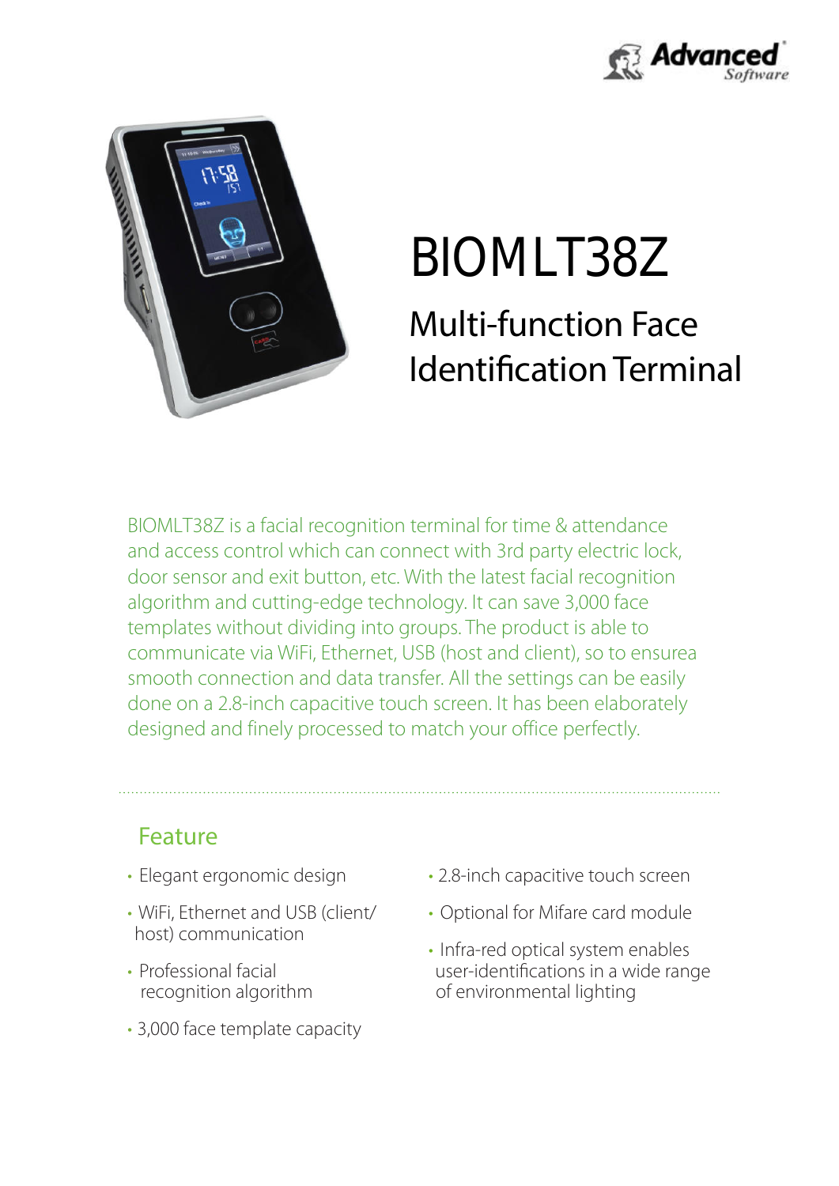# BIOMLT38Z

## Multi-function Face Identification Terminal

BIOMLT38Z is a facial recognition terminal for time & attendance and access control which can connect with 3rd party electric lock, door sensor and exit button, etc. With the latest facial recognition algorithm and cutting-edge technology. It can save 3,000 face templates without dividing into groups. The product is able to communicate via WiFi, Ethernet, USB (host and client), so to ensurea smooth connection and data transfer. All the settings can be easily done on a 2.8-inch capacitive touch screen. It has been elaborately designed and finely processed to match your office perfectly.

### Feature

- Elegant ergonomic design
- WiFi, Ethernet and USB (client/ host) communication
- Professional facial recognition algorithm
- 3,000 face template capacity
- 2.8-inch capacitive touch screen
- Optional for Mifare card module
- Infra-red optical system enables user-identifications in a wide range of environmental lighting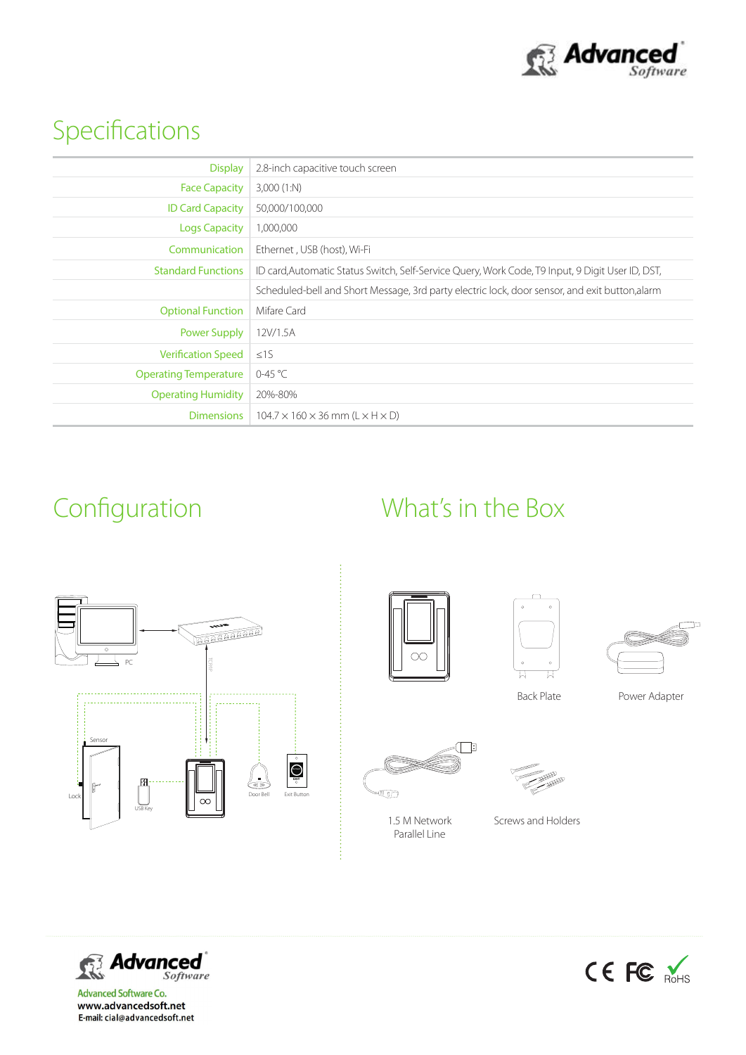# Specifications

| | |
|---|---|
| Display | 2.8-inch capacitive touch screen |
| Face Capacity | 3,000 (1:N) |
| ID Card Capacity | 50,000/100,000 |
| Logs Capacity | 1,000,000 |
| Communication | Ethernet , USB (host), Wi-Fi |
| Standard Functions | ID card,Automatic Status Switch, Self-Service Query, Work Code, T9 Input, 9 Digit User ID, DST, Scheduled-bell and Short Message, 3rd party electric lock, door sensor, and exit button,alarm |
| Optional Function | Mifare Card |
| Power Supply | 12V/1.5A |
| Verification Speed | ≤1S |
| Operating Temperature | 0-45 °C |
| Operating Humidity | 20%-80% |
| Dimensions | 104.7 × 160 × 36 mm (L × H × D) |

# Configuration

PC

HUB

TCP/IP

Sensor

Lock

USB Key

Door Bell

Exit Button

# What's in the Box

Back Plate

Power Adapter

1.5 M Network Parallel Line

Screws and Holders

Advanced Software Co.
www.advancedsoft.net
E-mail: cial@advancedsoft.net

CE FC RoHS